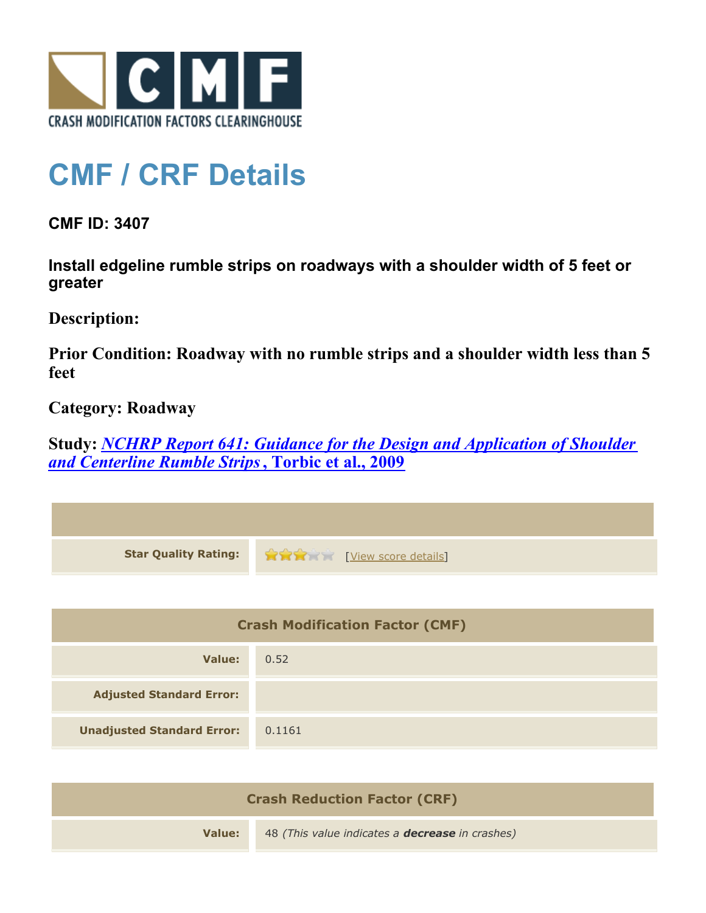CRASH MODIFICATION FACTORS CLEARINGHOUSE

# CMF / CRF Details

**CMF ID: 3407**

**Install edgeline rumble strips on roadways with a shoulder width of 5 feet or greater**

**Description:**

**Prior Condition: Roadway with no rumble strips and a shoulder width less than 5 feet**

**Category: Roadway**

**Study:** ***NCHRP Report 641: Guidance for the Design and Application of Shoulder and Centerline Rumble Strips*, Torbic et al., 2009**

| | |
|---|---|
| **Star Quality Rating:** | 3 of 5 stars [View score details] |

| Crash Modification Factor (CMF) | |
|---|---|
| **Value:** | 0.52 |
| **Adjusted Standard Error:** | |
| **Unadjusted Standard Error:** | 0.1161 |

| Crash Reduction Factor (CRF) | |
|---|---|
| **Value:** | 48 *(This value indicates a **decrease** in crashes)* |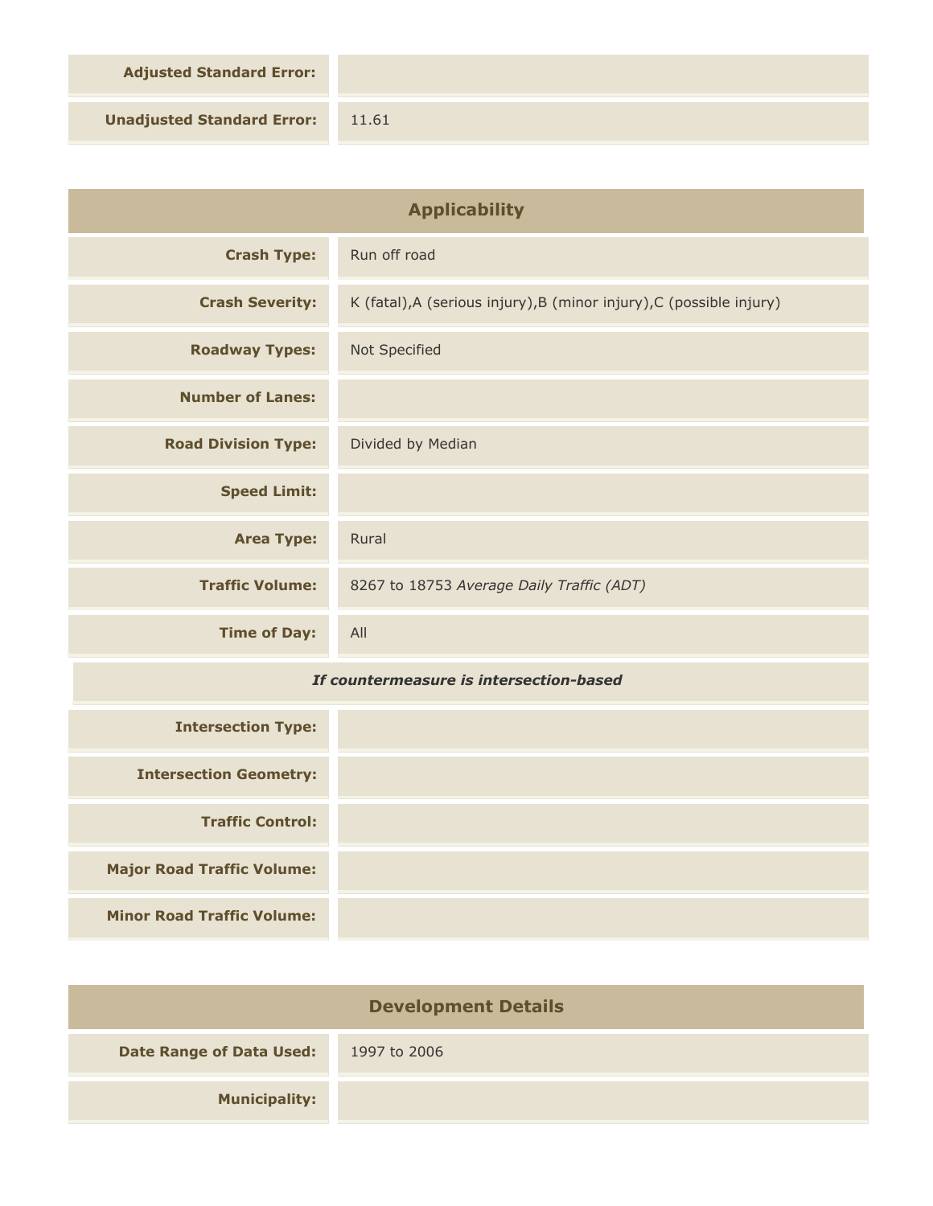| | |
|---|---|
| **Adjusted Standard Error:** | |
| **Unadjusted Standard Error:** | 11.61 |

## Applicability

| | |
|---|---|
| **Crash Type:** | Run off road |
| **Crash Severity:** | K (fatal),A (serious injury),B (minor injury),C (possible injury) |
| **Roadway Types:** | Not Specified |
| **Number of Lanes:** | |
| **Road Division Type:** | Divided by Median |
| **Speed Limit:** | |
| **Area Type:** | Rural |
| **Traffic Volume:** | 8267 to 18753 *Average Daily Traffic (ADT)* |
| **Time of Day:** | All |

***If countermeasure is intersection-based***

| | |
|---|---|
| **Intersection Type:** | |
| **Intersection Geometry:** | |
| **Traffic Control:** | |
| **Major Road Traffic Volume:** | |
| **Minor Road Traffic Volume:** | |

## Development Details

| | |
|---|---|
| **Date Range of Data Used:** | 1997 to 2006 |
| **Municipality:** | |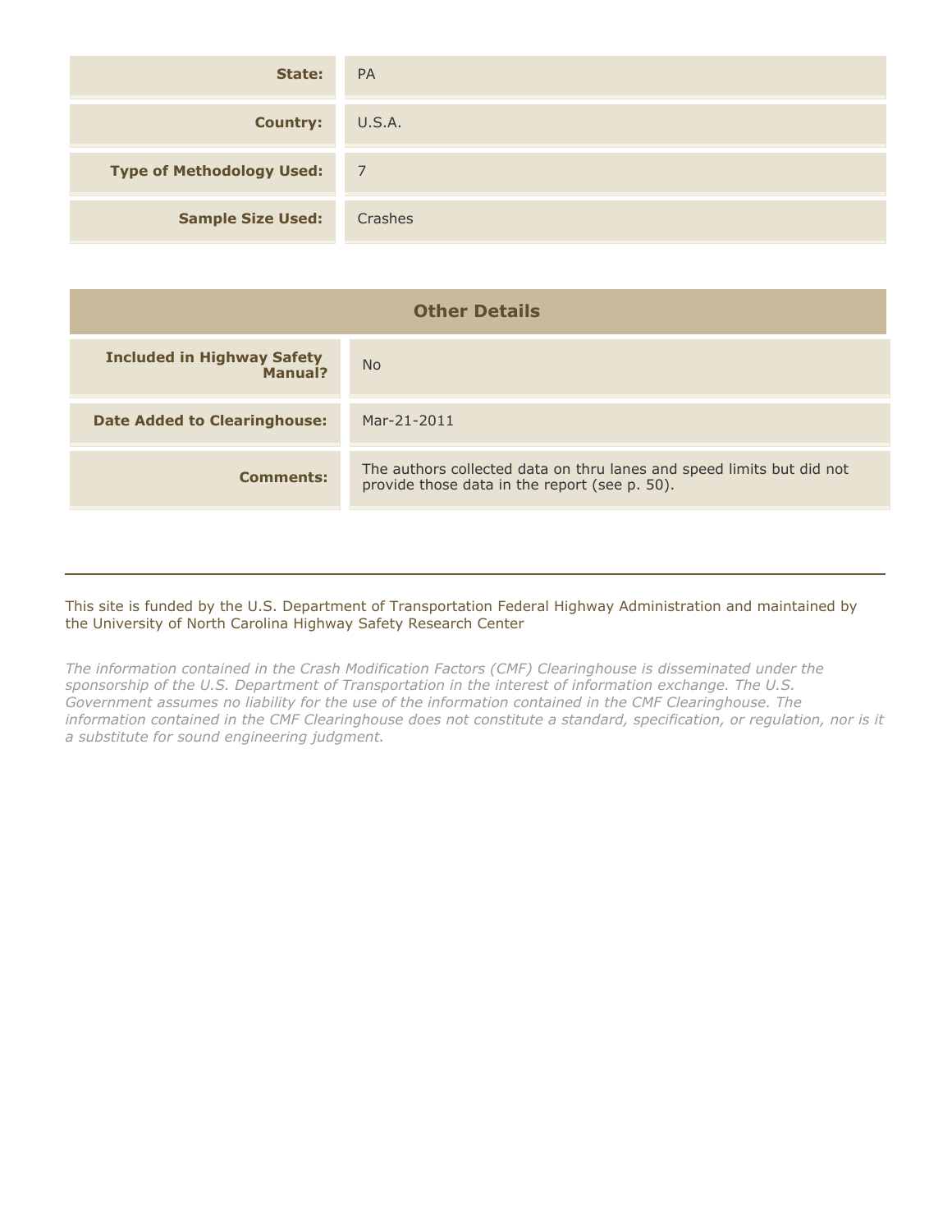| | |
|---|---|
| **State:** | PA |
| **Country:** | U.S.A. |
| **Type of Methodology Used:** | 7 |
| **Sample Size Used:** | Crashes |

## Other Details

| | |
|---|---|
| **Included in Highway Safety Manual?** | No |
| **Date Added to Clearinghouse:** | Mar-21-2011 |
| **Comments:** | The authors collected data on thru lanes and speed limits but did not provide those data in the report (see p. 50). |

---

This site is funded by the U.S. Department of Transportation Federal Highway Administration and maintained by the University of North Carolina Highway Safety Research Center

*The information contained in the Crash Modification Factors (CMF) Clearinghouse is disseminated under the sponsorship of the U.S. Department of Transportation in the interest of information exchange. The U.S. Government assumes no liability for the use of the information contained in the CMF Clearinghouse. The information contained in the CMF Clearinghouse does not constitute a standard, specification, or regulation, nor is it a substitute for sound engineering judgment.*